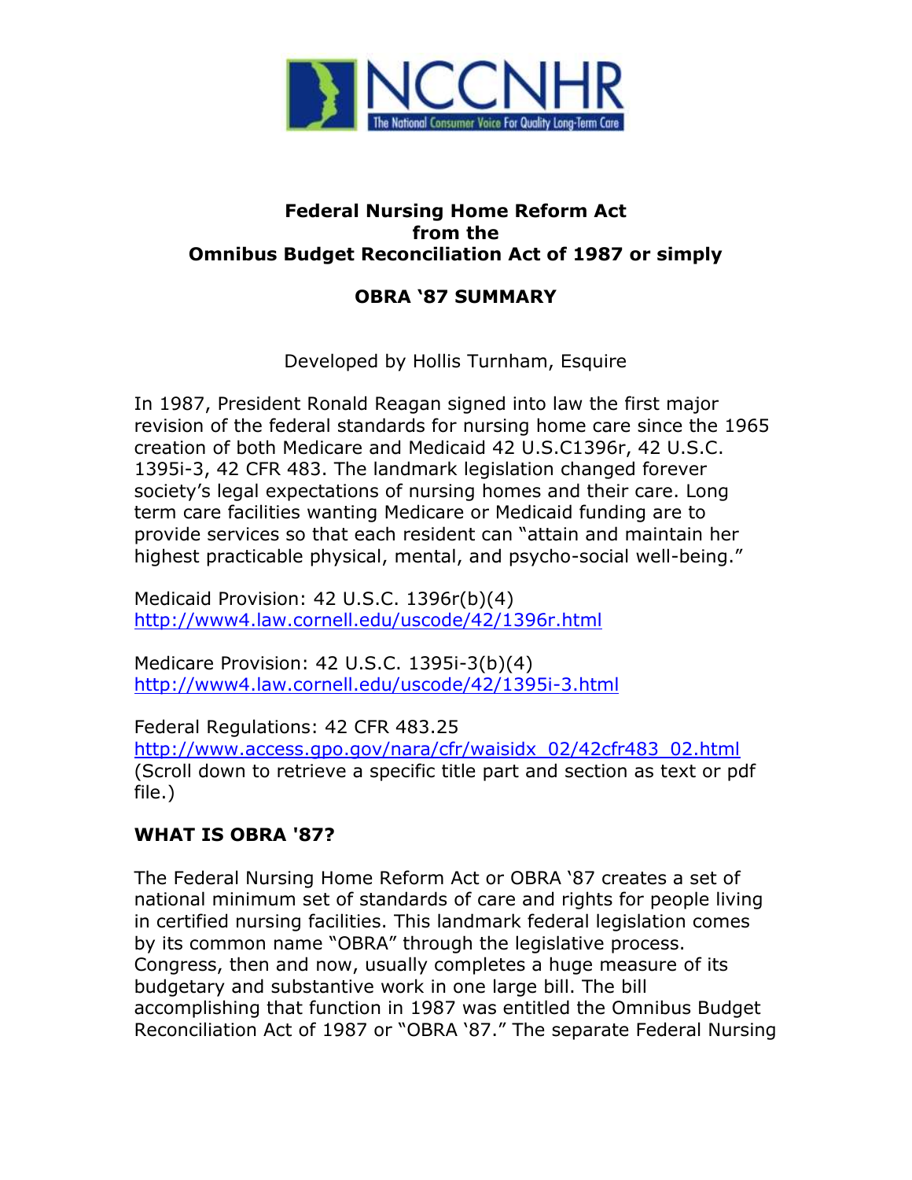# Federal Nursing Home Reform Act from the Omnibus Budget Reconciliation Act of 1987 or simply

## OBRA '87 SUMMARY

Developed by Hollis Turnham, Esquire

In 1987, President Ronald Reagan signed into law the first major revision of the federal standards for nursing home care since the 1965 creation of both Medicare and Medicaid 42 U.S.C1396r, 42 U.S.C. 1395i-3, 42 CFR 483. The landmark legislation changed forever society's legal expectations of nursing homes and their care. Long term care facilities wanting Medicare or Medicaid funding are to provide services so that each resident can "attain and maintain her highest practicable physical, mental, and psycho-social well-being."

Medicaid Provision: 42 U.S.C. 1396r(b)(4)
http://www4.law.cornell.edu/uscode/42/1396r.html

Medicare Provision: 42 U.S.C. 1395i-3(b)(4)
http://www4.law.cornell.edu/uscode/42/1395i-3.html

Federal Regulations: 42 CFR 483.25
http://www.access.gpo.gov/nara/cfr/waisidx_02/42cfr483_02.html
(Scroll down to retrieve a specific title part and section as text or pdf file.)

## WHAT IS OBRA '87?

The Federal Nursing Home Reform Act or OBRA '87 creates a set of national minimum set of standards of care and rights for people living in certified nursing facilities. This landmark federal legislation comes by its common name "OBRA" through the legislative process. Congress, then and now, usually completes a huge measure of its budgetary and substantive work in one large bill. The bill accomplishing that function in 1987 was entitled the Omnibus Budget Reconciliation Act of 1987 or "OBRA '87." The separate Federal Nursing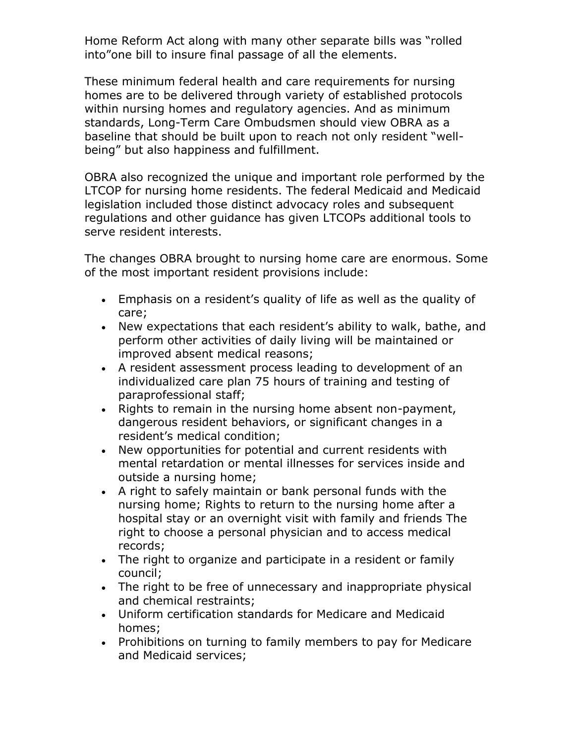Home Reform Act along with many other separate bills was "rolled into"one bill to insure final passage of all the elements.

These minimum federal health and care requirements for nursing homes are to be delivered through variety of established protocols within nursing homes and regulatory agencies. And as minimum standards, Long-Term Care Ombudsmen should view OBRA as a baseline that should be built upon to reach not only resident "well-being" but also happiness and fulfillment.

OBRA also recognized the unique and important role performed by the LTCOP for nursing home residents. The federal Medicaid and Medicaid legislation included those distinct advocacy roles and subsequent regulations and other guidance has given LTCOPs additional tools to serve resident interests.

The changes OBRA brought to nursing home care are enormous. Some of the most important resident provisions include:

- Emphasis on a resident's quality of life as well as the quality of care;
- New expectations that each resident's ability to walk, bathe, and perform other activities of daily living will be maintained or improved absent medical reasons;
- A resident assessment process leading to development of an individualized care plan 75 hours of training and testing of paraprofessional staff;
- Rights to remain in the nursing home absent non-payment, dangerous resident behaviors, or significant changes in a resident's medical condition;
- New opportunities for potential and current residents with mental retardation or mental illnesses for services inside and outside a nursing home;
- A right to safely maintain or bank personal funds with the nursing home; Rights to return to the nursing home after a hospital stay or an overnight visit with family and friends The right to choose a personal physician and to access medical records;
- The right to organize and participate in a resident or family council;
- The right to be free of unnecessary and inappropriate physical and chemical restraints;
- Uniform certification standards for Medicare and Medicaid homes;
- Prohibitions on turning to family members to pay for Medicare and Medicaid services;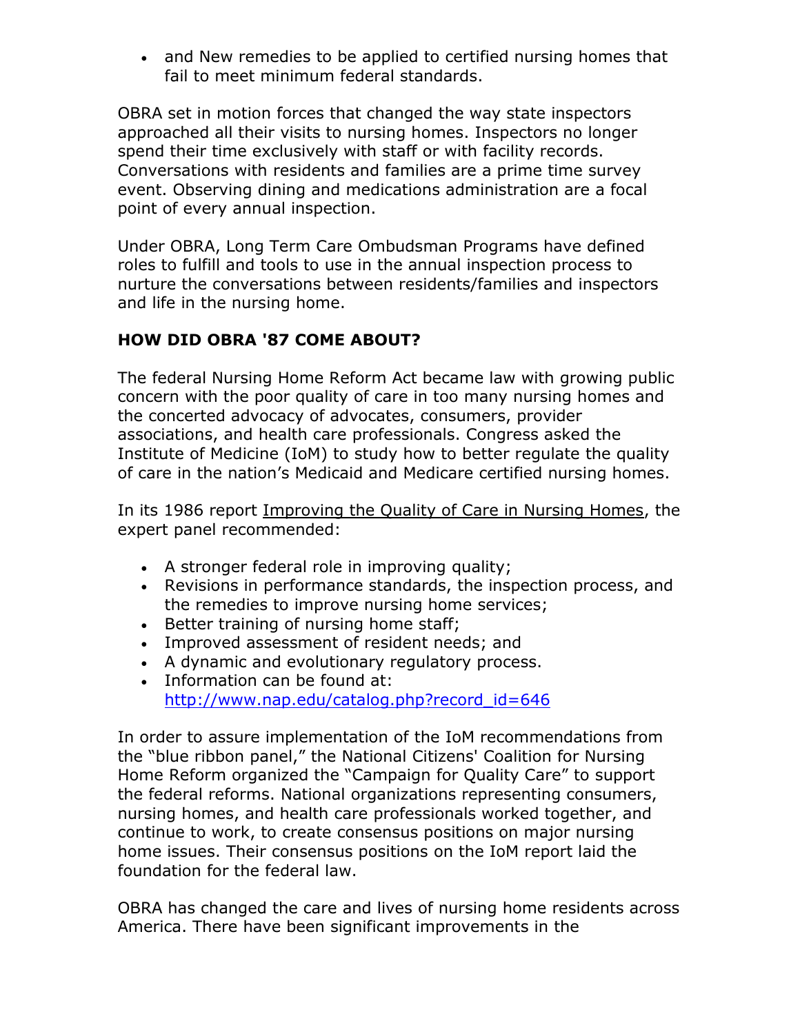- and New remedies to be applied to certified nursing homes that fail to meet minimum federal standards.

OBRA set in motion forces that changed the way state inspectors approached all their visits to nursing homes. Inspectors no longer spend their time exclusively with staff or with facility records. Conversations with residents and families are a prime time survey event. Observing dining and medications administration are a focal point of every annual inspection.

Under OBRA, Long Term Care Ombudsman Programs have defined roles to fulfill and tools to use in the annual inspection process to nurture the conversations between residents/families and inspectors and life in the nursing home.

**HOW DID OBRA '87 COME ABOUT?**

The federal Nursing Home Reform Act became law with growing public concern with the poor quality of care in too many nursing homes and the concerted advocacy of advocates, consumers, provider associations, and health care professionals. Congress asked the Institute of Medicine (IoM) to study how to better regulate the quality of care in the nation's Medicaid and Medicare certified nursing homes.

In its 1986 report Improving the Quality of Care in Nursing Homes, the expert panel recommended:

- A stronger federal role in improving quality;
- Revisions in performance standards, the inspection process, and the remedies to improve nursing home services;
- Better training of nursing home staff;
- Improved assessment of resident needs; and
- A dynamic and evolutionary regulatory process.
- Information can be found at: http://www.nap.edu/catalog.php?record_id=646

In order to assure implementation of the IoM recommendations from the "blue ribbon panel," the National Citizens' Coalition for Nursing Home Reform organized the "Campaign for Quality Care" to support the federal reforms. National organizations representing consumers, nursing homes, and health care professionals worked together, and continue to work, to create consensus positions on major nursing home issues. Their consensus positions on the IoM report laid the foundation for the federal law.

OBRA has changed the care and lives of nursing home residents across America. There have been significant improvements in the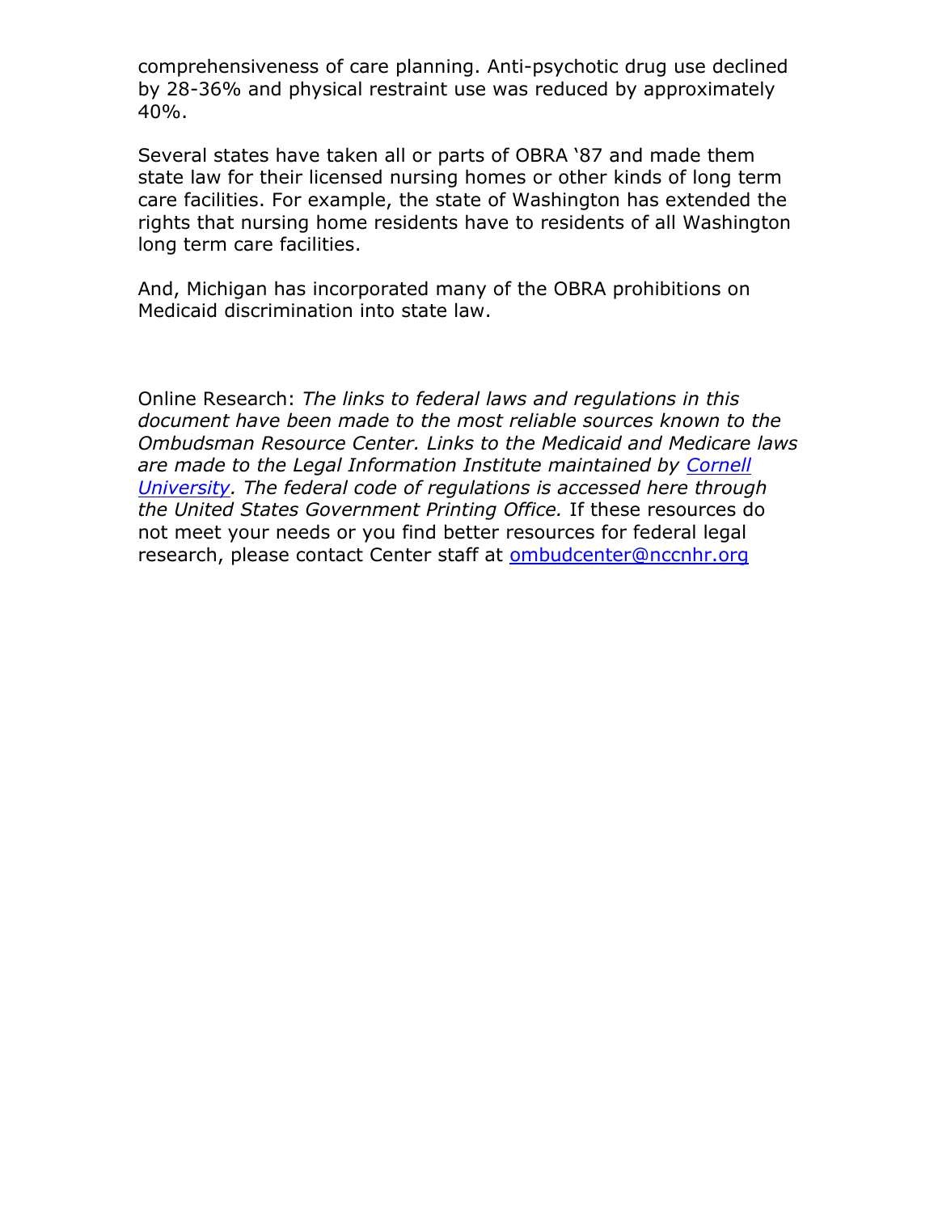comprehensiveness of care planning. Anti-psychotic drug use declined by 28-36% and physical restraint use was reduced by approximately 40%.

Several states have taken all or parts of OBRA '87 and made them state law for their licensed nursing homes or other kinds of long term care facilities. For example, the state of Washington has extended the rights that nursing home residents have to residents of all Washington long term care facilities.

And, Michigan has incorporated many of the OBRA prohibitions on Medicaid discrimination into state law.

Online Research: *The links to federal laws and regulations in this document have been made to the most reliable sources known to the Ombudsman Resource Center. Links to the Medicaid and Medicare laws are made to the Legal Information Institute maintained by Cornell University. The federal code of regulations is accessed here through the United States Government Printing Office.* If these resources do not meet your needs or you find better resources for federal legal research, please contact Center staff at ombudcenter@nccnhr.org